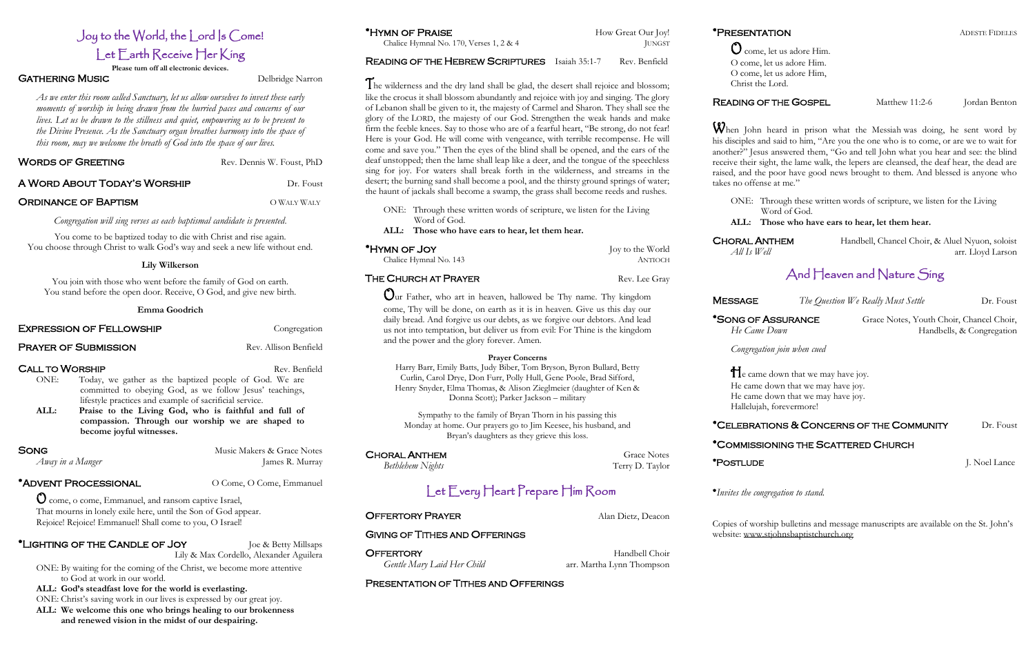# Joy to the World, the Lord Is Come!
## Let Earth Receive Her King

**Please turn off all electronic devices.**

**GATHERING MUSIC** — Delbridge Narron

*As we enter this room called Sanctuary, let us allow ourselves to invest these early moments of worship in being drawn from the hurried paces and concerns of our lives. Let us be drawn to the stillness and quiet, empowering us to be present to the Divine Presence. As the Sanctuary organ breathes harmony into the space of this room, may we welcome the breath of God into the space of our lives.*

**WORDS OF GREETING** — Rev. Dennis W. Foust, PhD

**A WORD ABOUT TODAY'S WORSHIP** — Dr. Foust

**ORDINANCE OF BAPTISM** — O WALY WALY

*Congregation will sing verses as each baptismal candidate is presented.*

You come to be baptized today to die with Christ and rise again.
You choose through Christ to walk God's way and seek a new life without end.

**Lily Wilkerson**

You join with those who went before the family of God on earth.
You stand before the open door. Receive, O God, and give new birth.

**Emma Goodrich**

**EXPRESSION OF FELLOWSHIP** — Congregation

**PRAYER OF SUBMISSION** — Rev. Allison Benfield

**CALL TO WORSHIP** — Rev. Benfield

ONE: Today, we gather as the baptized people of God. We are committed to obeying God, as we follow Jesus' teachings, lifestyle practices and example of sacrificial service.

**ALL: Praise to the Living God, who is faithful and full of compassion. Through our worship we are shaped to become joyful witnesses.**

**SONG** — Music Makers & Grace Notes
*Away in a Manger* — James R. Murray

**•ADVENT PROCESSIONAL** — O Come, O Come, Emmanuel

O come, o come, Emmanuel, and ransom captive Israel,
That mourns in lonely exile here, until the Son of God appear.
Rejoice! Rejoice! Emmanuel! Shall come to you, O Israel!

**•LIGHTING OF THE CANDLE OF JOY** — Joe & Betty Millsaps, Lily & Max Cordello, Alexander Aguilera

ONE: By waiting for the coming of the Christ, we become more attentive to God at work in our world.
**ALL: God's steadfast love for the world is everlasting.**
ONE: Christ's saving work in our lives is expressed by our great joy.
**ALL: We welcome this one who brings healing to our brokenness and renewed vision in the midst of our despairing.**

**•HYMN OF PRAISE** — How Great Our Joy!
Chalice Hymnal No. 170, Verses 1, 2 & 4 — JUNGST

**READING OF THE HEBREW SCRIPTURES** — Isaiah 35:1-7 — Rev. Benfield

The wilderness and the dry land shall be glad, the desert shall rejoice and blossom; like the crocus it shall blossom abundantly and rejoice with joy and singing. The glory of Lebanon shall be given to it, the majesty of Carmel and Sharon. They shall see the glory of the LORD, the majesty of our God. Strengthen the weak hands and make firm the feeble knees. Say to those who are of a fearful heart, "Be strong, do not fear! Here is your God. He will come with vengeance, with terrible recompense. He will come and save you." Then the eyes of the blind shall be opened, and the ears of the deaf unstopped; then the lame shall leap like a deer, and the tongue of the speechless sing for joy. For waters shall break forth in the wilderness, and streams in the desert; the burning sand shall become a pool, and the thirsty ground springs of water; the haunt of jackals shall become a swamp, the grass shall become reeds and rushes.

ONE: Through these written words of scripture, we listen for the Living Word of God.
**ALL: Those who have ears to hear, let them hear.**

**•HYMN OF JOY** — Joy to the World
Chalice Hymnal No. 143 — ANTIOCH

**THE CHURCH AT PRAYER** — Rev. Lee Gray

Our Father, who art in heaven, hallowed be Thy name. Thy kingdom come, Thy will be done, on earth as it is in heaven. Give us this day our daily bread. And forgive us our debts, as we forgive our debtors. And lead us not into temptation, but deliver us from evil: For Thine is the kingdom and the power and the glory forever. Amen.

**Prayer Concerns**

Harry Barr, Emily Batts, Judy Biber, Tom Bryson, Byron Bullard, Betty Curlin, Carol Drye, Don Furr, Polly Hull, Gene Poole, Brad Sifford, Henry Snyder, Elma Thomas, & Alison Zieglmeier (daughter of Ken & Donna Scott); Parker Jackson – military

Sympathy to the family of Bryan Thorn in his passing this Monday at home. Our prayers go to Jim Keesee, his husband, and Bryan's daughters as they grieve this loss.

**CHORAL ANTHEM** — Grace Notes
*Bethlehem Nights* — Terry D. Taylor

## Let Every Heart Prepare Him Room

**OFFERTORY PRAYER** — Alan Dietz, Deacon

**GIVING OF TITHES AND OFFERINGS**

**OFFERTORY** — Handbell Choir
*Gentle Mary Laid Her Child* — arr. Martha Lynn Thompson

**PRESENTATION OF TITHES AND OFFERINGS**

**•PRESENTATION** — ADESTE FIDELES

O come, let us adore Him.
O come, let us adore Him.
O come, let us adore Him,
Christ the Lord.

**READING OF THE GOSPEL** — Matthew 11:2-6 — Jordan Benton

When John heard in prison what the Messiah was doing, he sent word by his disciples and said to him, "Are you the one who is to come, or are we to wait for another?" Jesus answered them, "Go and tell John what you hear and see: the blind receive their sight, the lame walk, the lepers are cleansed, the deaf hear, the dead are raised, and the poor have good news brought to them. And blessed is anyone who takes no offense at me."

ONE: Through these written words of scripture, we listen for the Living Word of God.
**ALL: Those who have ears to hear, let them hear.**

**CHORAL ANTHEM** — Handbell, Chancel Choir, & Aluel Nyuon, soloist
*All Is Well* — arr. Lloyd Larson

## And Heaven and Nature Sing

**MESSAGE** — *The Question We Really Must Settle* — Dr. Foust

**•SONG OF ASSURANCE** — Grace Notes, Youth Choir, Chancel Choir, Handbells, & Congregation
*He Came Down*

*Congregation join when cued*

He came down that we may have joy.
He came down that we may have joy.
He came down that we may have joy.
Hallelujah, forevermore!

**•CELEBRATIONS & CONCERNS OF THE COMMUNITY** — Dr. Foust

**•COMMISSIONING THE SCATTERED CHURCH**

**•POSTLUDE** — J. Noel Lance

•*Invites the congregation to stand.*

Copies of worship bulletins and message manuscripts are available on the St. John's website: www.stjohnsbaptistchurch.org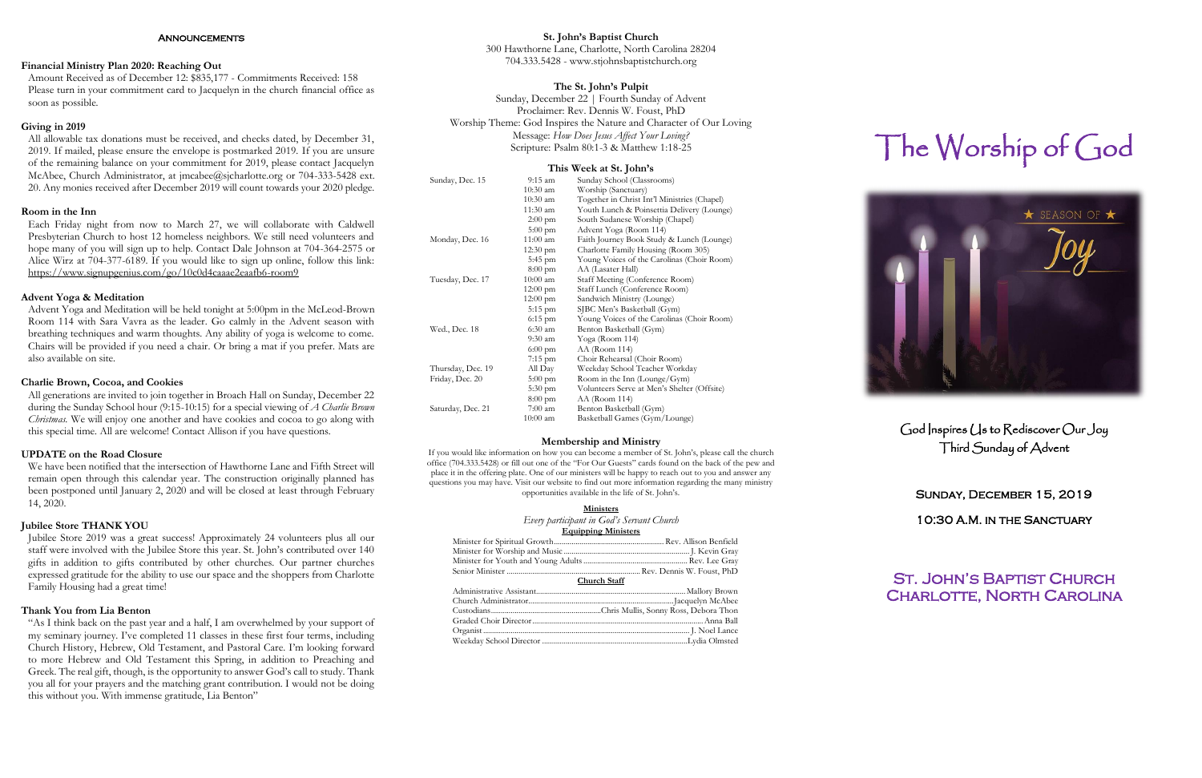## Announcements

### Financial Ministry Plan 2020: Reaching Out

Amount Received as of December 12: $835,177 - Commitments Received: 158
Please turn in your commitment card to Jacquelyn in the church financial office as soon as possible.

### Giving in 2019

All allowable tax donations must be received, and checks dated, by December 31, 2019. If mailed, please ensure the envelope is postmarked 2019. If you are unsure of the remaining balance on your commitment for 2019, please contact Jacquelyn McAbee, Church Administrator, at jmcabee@sjcharlotte.org or 704-333-5428 ext. 20. Any monies received after December 2019 will count towards your 2020 pledge.

### Room in the Inn

Each Friday night from now to March 27, we will collaborate with Caldwell Presbyterian Church to host 12 homeless neighbors. We still need volunteers and hope many of you will sign up to help. Contact Dale Johnson at 704-364-2575 or Alice Wirz at 704-377-6189. If you would like to sign up online, follow this link: https://www.signupgenius.com/go/10c0d4caaae2eaafb6-room9

### Advent Yoga & Meditation

Advent Yoga and Meditation will be held tonight at 5:00pm in the McLeod-Brown Room 114 with Sara Vavra as the leader. Go calmly in the Advent season with breathing techniques and warm thoughts. Any ability of yoga is welcome to come. Chairs will be provided if you need a chair. Or bring a mat if you prefer. Mats are also available on site.

### Charlie Brown, Cocoa, and Cookies

All generations are invited to join together in Broach Hall on Sunday, December 22 during the Sunday School hour (9:15-10:15) for a special viewing of *A Charlie Brown Christmas.* We will enjoy one another and have cookies and cocoa to go along with this special time. All are welcome! Contact Allison if you have questions.

### UPDATE on the Road Closure

We have been notified that the intersection of Hawthorne Lane and Fifth Street will remain open through this calendar year. The construction originally planned has been postponed until January 2, 2020 and will be closed at least through February 14, 2020.

### Jubilee Store THANK YOU

Jubilee Store 2019 was a great success! Approximately 24 volunteers plus all our staff were involved with the Jubilee Store this year. St. John's contributed over 140 gifts in addition to gifts contributed by other churches. Our partner churches expressed gratitude for the ability to use our space and the shoppers from Charlotte Family Housing had a great time!

### Thank You from Lia Benton

"As I think back on the past year and a half, I am overwhelmed by your support of my seminary journey. I've completed 11 classes in these first four terms, including Church History, Hebrew, Old Testament, and Pastoral Care. I'm looking forward to more Hebrew and Old Testament this Spring, in addition to Preaching and Greek. The real gift, though, is the opportunity to answer God's call to study. Thank you all for your prayers and the matching grant contribution. I would not be doing this without you. With immense gratitude, Lia Benton"

**St. John's Baptist Church**
300 Hawthorne Lane, Charlotte, North Carolina 28204
704.333.5428 - www.stjohnsbaptistchurch.org

### The St. John's Pulpit

Sunday, December 22 | Fourth Sunday of Advent
Proclaimer: Rev. Dennis W. Foust, PhD
Worship Theme: God Inspires the Nature and Character of Our Loving
Message: *How Does Jesus Affect Your Loving?*
Scripture: Psalm 80:1-3 & Matthew 1:18-25

### This Week at St. John's

| | | |
|---|---|---|
| Sunday, Dec. 15 | 9:15 am | Sunday School (Classrooms) |
| | 10:30 am | Worship (Sanctuary) |
| | 10:30 am | Together in Christ Int'l Ministries (Chapel) |
| | 11:30 am | Youth Lunch & Poinsettia Delivery (Lounge) |
| | 2:00 pm | South Sudanese Worship (Chapel) |
| | 5:00 pm | Advent Yoga (Room 114) |
| Monday, Dec. 16 | 11:00 am | Faith Journey Book Study & Lunch (Lounge) |
| | 12:30 pm | Charlotte Family Housing (Room 305) |
| | 5:45 pm | Young Voices of the Carolinas (Choir Room) |
| | 8:00 pm | AA (Lasater Hall) |
| Tuesday, Dec. 17 | 10:00 am | Staff Meeting (Conference Room) |
| | 12:00 pm | Staff Lunch (Conference Room) |
| | 12:00 pm | Sandwich Ministry (Lounge) |
| | 5:15 pm | SJBC Men's Basketball (Gym) |
| | 6:15 pm | Young Voices of the Carolinas (Choir Room) |
| Wed., Dec. 18 | 6:30 am | Benton Basketball (Gym) |
| | 9:30 am | Yoga (Room 114) |
| | 6:00 pm | AA (Room 114) |
| | 7:15 pm | Choir Rehearsal (Choir Room) |
| Thursday, Dec. 19 | All Day | Weekday School Teacher Workday |
| Friday, Dec. 20 | 5:00 pm | Room in the Inn (Lounge/Gym) |
| | 5:30 pm | Volunteers Serve at Men's Shelter (Offsite) |
| | 8:00 pm | AA (Room 114) |
| Saturday, Dec. 21 | 7:00 am | Benton Basketball (Gym) |
| | 10:00 am | Basketball Games (Gym/Lounge) |

### Membership and Ministry

If you would like information on how you can become a member of St. John's, please call the church office (704.333.5428) or fill out one of the "For Our Guests" cards found on the back of the pew and place it in the offering plate. One of our ministers will be happy to reach out to you and answer any questions you may have. Visit our website to find out more information regarding the many ministry opportunities available in the life of St. John's.

**Ministers**
*Every participant in God's Servant Church*

**Equipping Ministers**

Minister for Spiritual Growth....Rev. Allison Benfield
Minister for Worship and Music....J. Kevin Gray
Minister for Youth and Young Adults....Rev. Lee Gray
Senior Minister....Rev. Dennis W. Foust, PhD

**Church Staff**

Administrative Assistant....Mallory Brown
Church Administrator....Jacquelyn McAbee
Custodians....Chris Mullis, Sonny Ross, Debora Thon
Graded Choir Director....Anna Ball
Organist....J. Noel Lance
Weekday School Director....Lydia Olmsted

# The Worship of God

God Inspires Us to Rediscover Our Joy
Third Sunday of Advent

**Sunday, December 15, 2019**

**10:30 A.M. in the Sanctuary**

## St. John's Baptist Church
## Charlotte, North Carolina